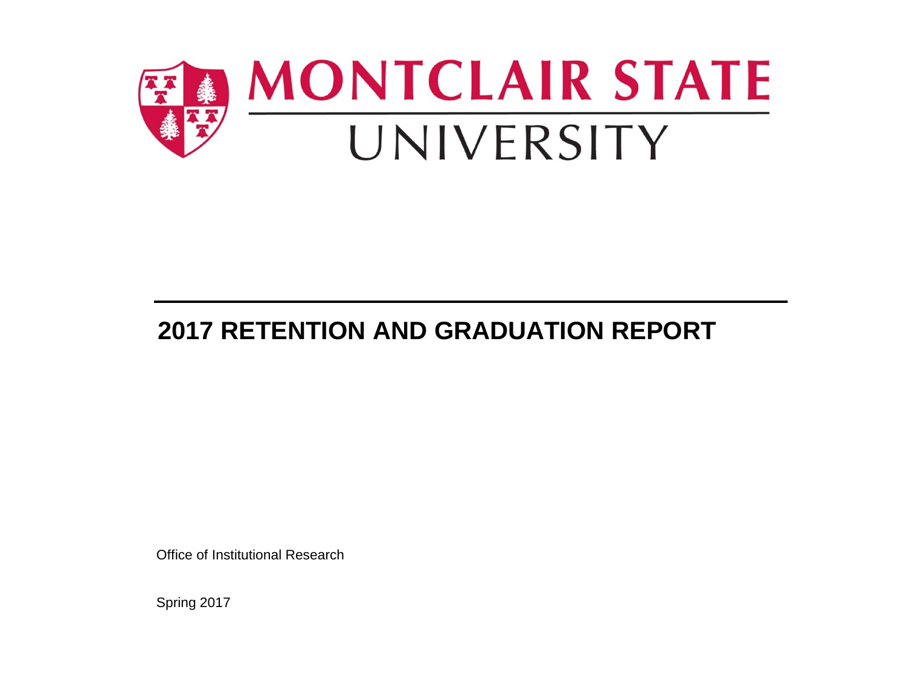MONTCLAIR STATE UNIVERSITY

# 2017 RETENTION AND GRADUATION REPORT

Office of Institutional Research

Spring 2017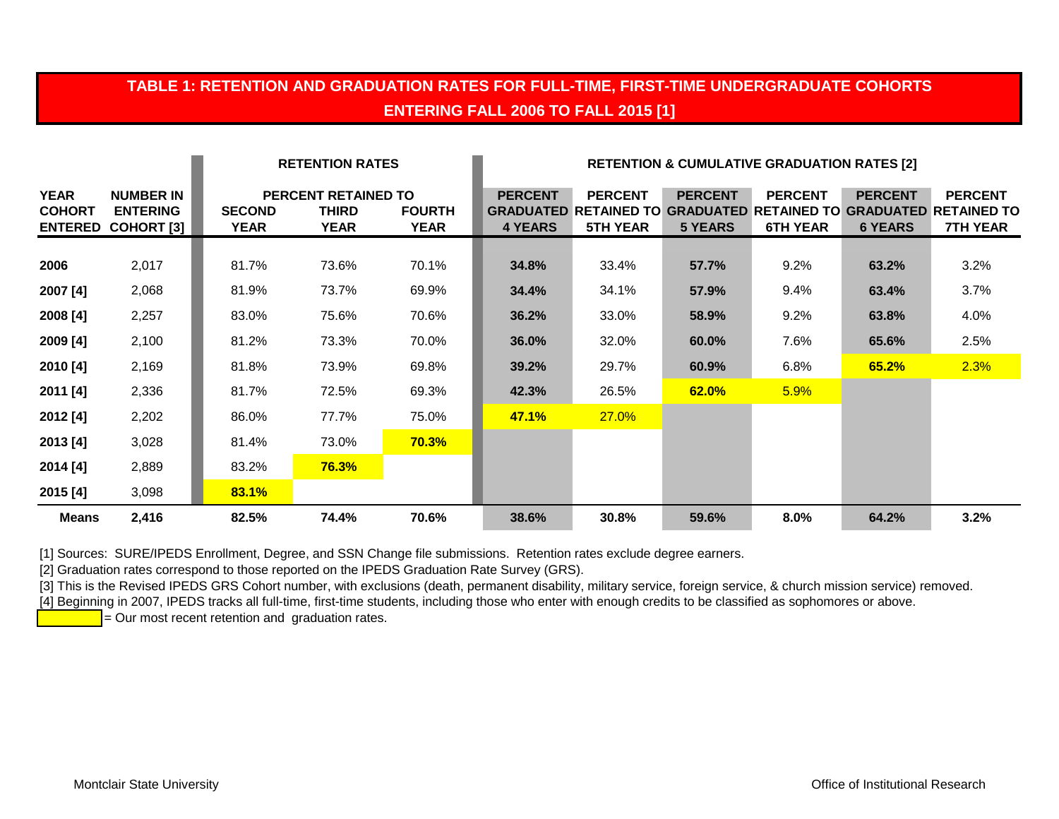# TABLE 1: RETENTION AND GRADUATION RATES FOR FULL-TIME, FIRST-TIME UNDERGRADUATE COHORTS ENTERING FALL 2006 TO FALL 2015 [1]

| | | RETENTION RATES | | | RETENTION & CUMULATIVE GRADUATION RATES [2] | | | | | |
|---|---|---|---|---|---|---|---|---|---|---|
| | | PERCENT RETAINED TO | | | | | | | | |
| YEAR COHORT ENTERED | NUMBER IN ENTERING COHORT [3] | SECOND YEAR | THIRD YEAR | FOURTH YEAR | PERCENT GRADUATED 4 YEARS | PERCENT RETAINED TO 5TH YEAR | PERCENT GRADUATED 5 YEARS | PERCENT RETAINED TO 6TH YEAR | PERCENT GRADUATED 6 YEARS | PERCENT RETAINED TO 7TH YEAR |
| **2006** | 2,017 | 81.7% | 73.6% | 70.1% | **34.8%** | 33.4% | **57.7%** | 9.2% | **63.2%** | 3.2% |
| **2007 [4]** | 2,068 | 81.9% | 73.7% | 69.9% | **34.4%** | 34.1% | **57.9%** | 9.4% | **63.4%** | 3.7% |
| **2008 [4]** | 2,257 | 83.0% | 75.6% | 70.6% | **36.2%** | 33.0% | **58.9%** | 9.2% | **63.8%** | 4.0% |
| **2009 [4]** | 2,100 | 81.2% | 73.3% | 70.0% | **36.0%** | 32.0% | **60.0%** | 7.6% | **65.6%** | 2.5% |
| **2010 [4]** | 2,169 | 81.8% | 73.9% | 69.8% | **39.2%** | 29.7% | **60.9%** | 6.8% | **65.2%** | 2.3% |
| **2011 [4]** | 2,336 | 81.7% | 72.5% | 69.3% | **42.3%** | 26.5% | **62.0%** | 5.9% | | |
| **2012 [4]** | 2,202 | 86.0% | 77.7% | 75.0% | **47.1%** | 27.0% | | | | |
| **2013 [4]** | 3,028 | 81.4% | 73.0% | **70.3%** | | | | | | |
| **2014 [4]** | 2,889 | 83.2% | **76.3%** | | | | | | | |
| **2015 [4]** | 3,098 | **83.1%** | | | | | | | | |
| **Means** | **2,416** | **82.5%** | **74.4%** | **70.6%** | **38.6%** | **30.8%** | **59.6%** | **8.0%** | **64.2%** | **3.2%** |

[1] Sources: SURE/IPEDS Enrollment, Degree, and SSN Change file submissions. Retention rates exclude degree earners.

[2] Graduation rates correspond to those reported on the IPEDS Graduation Rate Survey (GRS).

[3] This is the Revised IPEDS GRS Cohort number, with exclusions (death, permanent disability, military service, foreign service, & church mission service) removed.

[4] Beginning in 2007, IPEDS tracks all full-time, first-time students, including those who enter with enough credits to be classified as sophomores or above.

(highlighted) = Our most recent retention and graduation rates.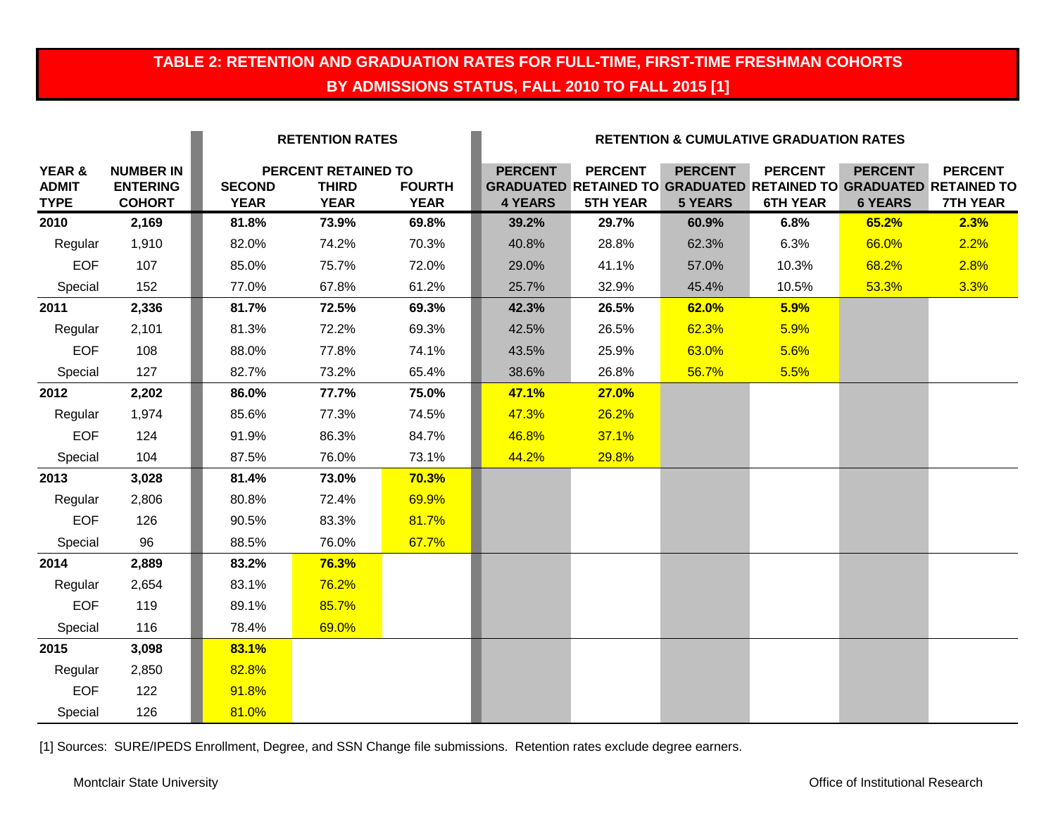## TABLE 2: RETENTION AND GRADUATION RATES FOR FULL-TIME, FIRST-TIME FRESHMAN COHORTS BY ADMISSIONS STATUS, FALL 2010 TO FALL 2015 [1]

| | | RETENTION RATES | | | RETENTION & CUMULATIVE GRADUATION RATES | | | | | |
|---|---|---|---|---|---|---|---|---|---|---|
| | | PERCENT RETAINED TO | | | | | | | | |
| YEAR & ADMIT TYPE | NUMBER IN ENTERING COHORT | SECOND YEAR | THIRD YEAR | FOURTH YEAR | PERCENT GRADUATED 4 YEARS | PERCENT RETAINED TO 5TH YEAR | PERCENT GRADUATED 5 YEARS | PERCENT RETAINED TO 6TH YEAR | PERCENT GRADUATED 6 YEARS | PERCENT RETAINED TO 7TH YEAR |
| **2010** | **2,169** | **81.8%** | **73.9%** | **69.8%** | **39.2%** | **29.7%** | **60.9%** | **6.8%** | **65.2%** | **2.3%** |
| Regular | 1,910 | 82.0% | 74.2% | 70.3% | 40.8% | 28.8% | 62.3% | 6.3% | 66.0% | 2.2% |
| EOF | 107 | 85.0% | 75.7% | 72.0% | 29.0% | 41.1% | 57.0% | 10.3% | 68.2% | 2.8% |
| Special | 152 | 77.0% | 67.8% | 61.2% | 25.7% | 32.9% | 45.4% | 10.5% | 53.3% | 3.3% |
| **2011** | **2,336** | **81.7%** | **72.5%** | **69.3%** | **42.3%** | **26.5%** | **62.0%** | **5.9%** | | |
| Regular | 2,101 | 81.3% | 72.2% | 69.3% | 42.5% | 26.5% | 62.3% | 5.9% | | |
| EOF | 108 | 88.0% | 77.8% | 74.1% | 43.5% | 25.9% | 63.0% | 5.6% | | |
| Special | 127 | 82.7% | 73.2% | 65.4% | 38.6% | 26.8% | 56.7% | 5.5% | | |
| **2012** | **2,202** | **86.0%** | **77.7%** | **75.0%** | **47.1%** | **27.0%** | | | | |
| Regular | 1,974 | 85.6% | 77.3% | 74.5% | 47.3% | 26.2% | | | | |
| EOF | 124 | 91.9% | 86.3% | 84.7% | 46.8% | 37.1% | | | | |
| Special | 104 | 87.5% | 76.0% | 73.1% | 44.2% | 29.8% | | | | |
| **2013** | **3,028** | **81.4%** | **73.0%** | **70.3%** | | | | | | |
| Regular | 2,806 | 80.8% | 72.4% | 69.9% | | | | | | |
| EOF | 126 | 90.5% | 83.3% | 81.7% | | | | | | |
| Special | 96 | 88.5% | 76.0% | 67.7% | | | | | | |
| **2014** | **2,889** | **83.2%** | **76.3%** | | | | | | | |
| Regular | 2,654 | 83.1% | 76.2% | | | | | | | |
| EOF | 119 | 89.1% | 85.7% | | | | | | | |
| Special | 116 | 78.4% | 69.0% | | | | | | | |
| **2015** | **3,098** | **83.1%** | | | | | | | | |
| Regular | 2,850 | 82.8% | | | | | | | | |
| EOF | 122 | 91.8% | | | | | | | | |
| Special | 126 | 81.0% | | | | | | | | |

[1] Sources: SURE/IPEDS Enrollment, Degree, and SSN Change file submissions. Retention rates exclude degree earners.

Montclair State University

Office of Institutional Research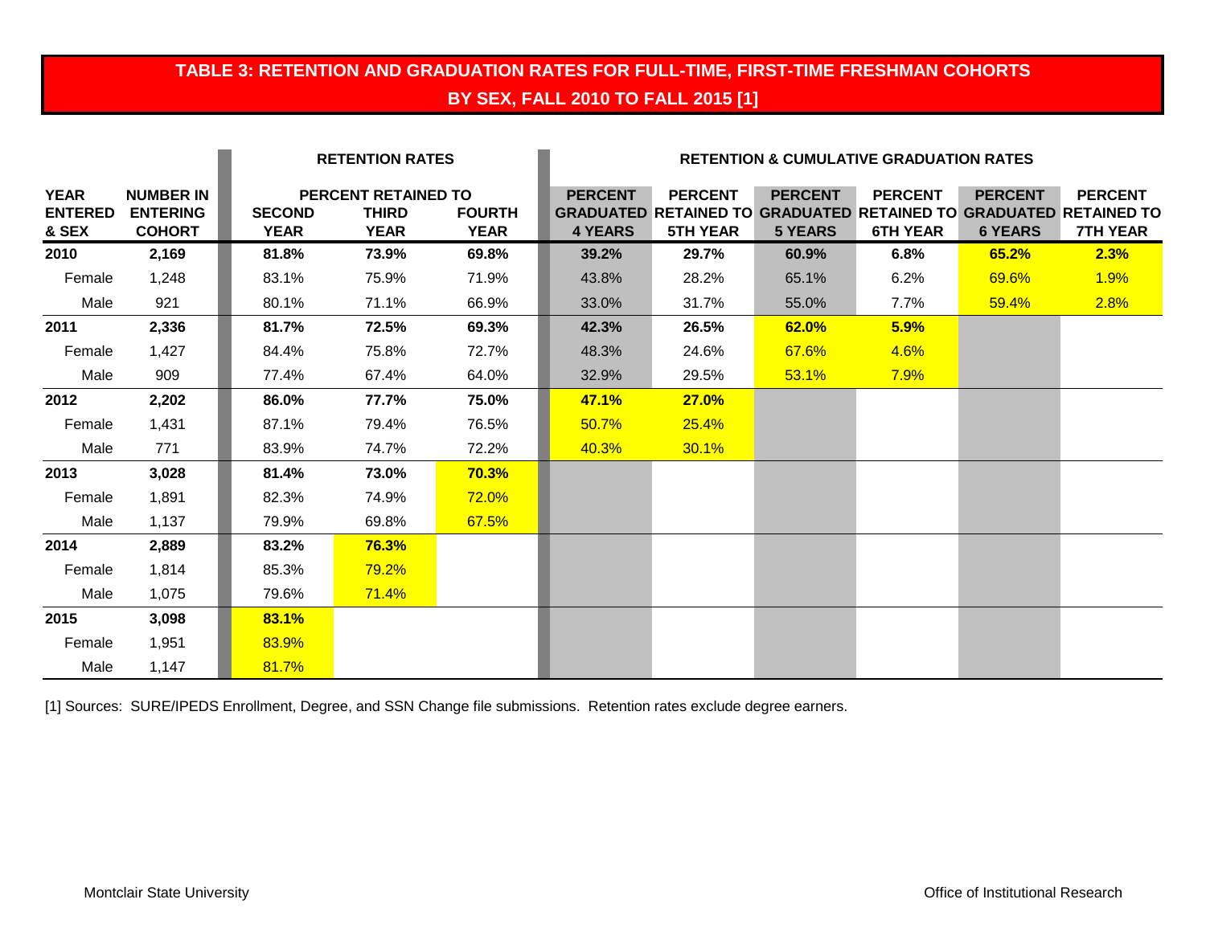## TABLE 3: RETENTION AND GRADUATION RATES FOR FULL-TIME, FIRST-TIME FRESHMAN COHORTS BY SEX, FALL 2010 TO FALL 2015 [1]

| | | RETENTION RATES | | | RETENTION & CUMULATIVE GRADUATION RATES | | | | | |
|---|---|---|---|---|---|---|---|---|---|---|
| | | PERCENT RETAINED TO | | | | | | | | |
| YEAR ENTERED & SEX | NUMBER IN ENTERING COHORT | SECOND YEAR | THIRD YEAR | FOURTH YEAR | PERCENT GRADUATED 4 YEARS | PERCENT RETAINED TO 5TH YEAR | PERCENT GRADUATED 5 YEARS | PERCENT RETAINED TO 6TH YEAR | PERCENT GRADUATED 6 YEARS | PERCENT RETAINED TO 7TH YEAR |
| **2010** | **2,169** | **81.8%** | **73.9%** | **69.8%** | **39.2%** | **29.7%** | **60.9%** | **6.8%** | **65.2%** | **2.3%** |
| Female | 1,248 | 83.1% | 75.9% | 71.9% | 43.8% | 28.2% | 65.1% | 6.2% | 69.6% | 1.9% |
| Male | 921 | 80.1% | 71.1% | 66.9% | 33.0% | 31.7% | 55.0% | 7.7% | 59.4% | 2.8% |
| **2011** | **2,336** | **81.7%** | **72.5%** | **69.3%** | **42.3%** | **26.5%** | **62.0%** | **5.9%** | | |
| Female | 1,427 | 84.4% | 75.8% | 72.7% | 48.3% | 24.6% | 67.6% | 4.6% | | |
| Male | 909 | 77.4% | 67.4% | 64.0% | 32.9% | 29.5% | 53.1% | 7.9% | | |
| **2012** | **2,202** | **86.0%** | **77.7%** | **75.0%** | **47.1%** | **27.0%** | | | | |
| Female | 1,431 | 87.1% | 79.4% | 76.5% | 50.7% | 25.4% | | | | |
| Male | 771 | 83.9% | 74.7% | 72.2% | 40.3% | 30.1% | | | | |
| **2013** | **3,028** | **81.4%** | **73.0%** | **70.3%** | | | | | | |
| Female | 1,891 | 82.3% | 74.9% | 72.0% | | | | | | |
| Male | 1,137 | 79.9% | 69.8% | 67.5% | | | | | | |
| **2014** | **2,889** | **83.2%** | **76.3%** | | | | | | | |
| Female | 1,814 | 85.3% | 79.2% | | | | | | | |
| Male | 1,075 | 79.6% | 71.4% | | | | | | | |
| **2015** | **3,098** | **83.1%** | | | | | | | | |
| Female | 1,951 | 83.9% | | | | | | | | |
| Male | 1,147 | 81.7% | | | | | | | | |

[1] Sources: SURE/IPEDS Enrollment, Degree, and SSN Change file submissions. Retention rates exclude degree earners.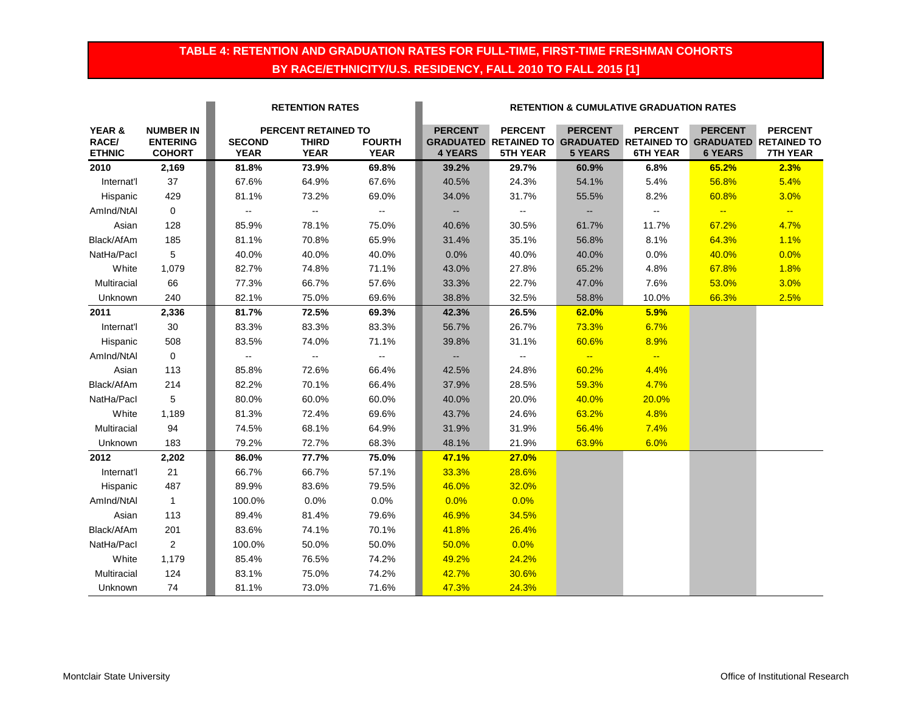## TABLE 4: RETENTION AND GRADUATION RATES FOR FULL-TIME, FIRST-TIME FRESHMAN COHORTS BY RACE/ETHNICITY/U.S. RESIDENCY, FALL 2010 TO FALL 2015 [1]

| | | RETENTION RATES | | | RETENTION & CUMULATIVE GRADUATION RATES | | | | | |
|---|---|---|---|---|---|---|---|---|---|---|
| | | PERCENT RETAINED TO | | | | | | | | |
| YEAR & RACE/ ETHNIC | NUMBER IN ENTERING COHORT | SECOND YEAR | THIRD YEAR | FOURTH YEAR | PERCENT GRADUATED 4 YEARS | PERCENT RETAINED TO 5TH YEAR | PERCENT GRADUATED 5 YEARS | PERCENT RETAINED TO 6TH YEAR | PERCENT GRADUATED 6 YEARS | PERCENT RETAINED TO 7TH YEAR |
| **2010** | **2,169** | **81.8%** | **73.9%** | **69.8%** | **39.2%** | **29.7%** | **60.9%** | **6.8%** | **65.2%** | **2.3%** |
| Internat'l | 37 | 67.6% | 64.9% | 67.6% | 40.5% | 24.3% | 54.1% | 5.4% | 56.8% | 5.4% |
| Hispanic | 429 | 81.1% | 73.2% | 69.0% | 34.0% | 31.7% | 55.5% | 8.2% | 60.8% | 3.0% |
| AmInd/NtAl | 0 | -- | -- | -- | -- | -- | -- | -- | -- | -- |
| Asian | 128 | 85.9% | 78.1% | 75.0% | 40.6% | 30.5% | 61.7% | 11.7% | 67.2% | 4.7% |
| Black/AfAm | 185 | 81.1% | 70.8% | 65.9% | 31.4% | 35.1% | 56.8% | 8.1% | 64.3% | 1.1% |
| NatHa/PacI | 5 | 40.0% | 40.0% | 40.0% | 0.0% | 40.0% | 40.0% | 0.0% | 40.0% | 0.0% |
| White | 1,079 | 82.7% | 74.8% | 71.1% | 43.0% | 27.8% | 65.2% | 4.8% | 67.8% | 1.8% |
| Multiracial | 66 | 77.3% | 66.7% | 57.6% | 33.3% | 22.7% | 47.0% | 7.6% | 53.0% | 3.0% |
| Unknown | 240 | 82.1% | 75.0% | 69.6% | 38.8% | 32.5% | 58.8% | 10.0% | 66.3% | 2.5% |
| **2011** | **2,336** | **81.7%** | **72.5%** | **69.3%** | **42.3%** | **26.5%** | **62.0%** | **5.9%** | | |
| Internat'l | 30 | 83.3% | 83.3% | 83.3% | 56.7% | 26.7% | 73.3% | 6.7% | | |
| Hispanic | 508 | 83.5% | 74.0% | 71.1% | 39.8% | 31.1% | 60.6% | 8.9% | | |
| AmInd/NtAl | 0 | -- | -- | -- | -- | -- | -- | -- | | |
| Asian | 113 | 85.8% | 72.6% | 66.4% | 42.5% | 24.8% | 60.2% | 4.4% | | |
| Black/AfAm | 214 | 82.2% | 70.1% | 66.4% | 37.9% | 28.5% | 59.3% | 4.7% | | |
| NatHa/PacI | 5 | 80.0% | 60.0% | 60.0% | 40.0% | 20.0% | 40.0% | 20.0% | | |
| White | 1,189 | 81.3% | 72.4% | 69.6% | 43.7% | 24.6% | 63.2% | 4.8% | | |
| Multiracial | 94 | 74.5% | 68.1% | 64.9% | 31.9% | 31.9% | 56.4% | 7.4% | | |
| Unknown | 183 | 79.2% | 72.7% | 68.3% | 48.1% | 21.9% | 63.9% | 6.0% | | |
| **2012** | **2,202** | **86.0%** | **77.7%** | **75.0%** | **47.1%** | **27.0%** | | | | |
| Internat'l | 21 | 66.7% | 66.7% | 57.1% | 33.3% | 28.6% | | | | |
| Hispanic | 487 | 89.9% | 83.6% | 79.5% | 46.0% | 32.0% | | | | |
| AmInd/NtAl | 1 | 100.0% | 0.0% | 0.0% | 0.0% | 0.0% | | | | |
| Asian | 113 | 89.4% | 81.4% | 79.6% | 46.9% | 34.5% | | | | |
| Black/AfAm | 201 | 83.6% | 74.1% | 70.1% | 41.8% | 26.4% | | | | |
| NatHa/PacI | 2 | 100.0% | 50.0% | 50.0% | 50.0% | 0.0% | | | | |
| White | 1,179 | 85.4% | 76.5% | 74.2% | 49.2% | 24.2% | | | | |
| Multiracial | 124 | 83.1% | 75.0% | 74.2% | 42.7% | 30.6% | | | | |
| Unknown | 74 | 81.1% | 73.0% | 71.6% | 47.3% | 24.3% | | | | |

Montclair State University

Office of Institutional Research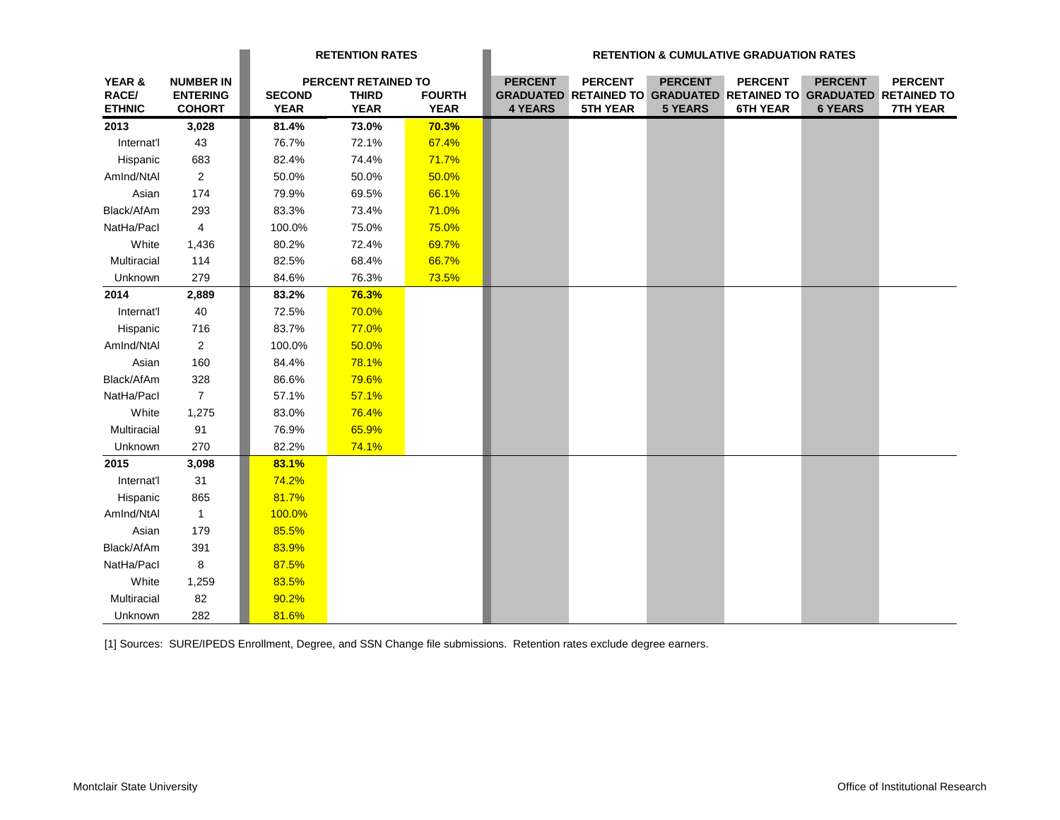| YEAR & RACE/ ETHNIC | NUMBER IN ENTERING COHORT | RETENTION RATES | | | RETENTION & CUMULATIVE GRADUATION RATES | | | | | |
|---|---|---|---|---|---|---|---|---|---|---|
| | | PERCENT RETAINED TO | | | | | | | | |
| | | SECOND YEAR | THIRD YEAR | FOURTH YEAR | PERCENT GRADUATED 4 YEARS | PERCENT RETAINED TO 5TH YEAR | PERCENT GRADUATED 5 YEARS | PERCENT RETAINED TO 6TH YEAR | PERCENT GRADUATED 6 YEARS | PERCENT RETAINED TO 7TH YEAR |
| **2013** | **3,028** | **81.4%** | **73.0%** | **70.3%** | | | | | | |
| Internat'l | 43 | 76.7% | 72.1% | 67.4% | | | | | | |
| Hispanic | 683 | 82.4% | 74.4% | 71.7% | | | | | | |
| AmInd/NtAl | 2 | 50.0% | 50.0% | 50.0% | | | | | | |
| Asian | 174 | 79.9% | 69.5% | 66.1% | | | | | | |
| Black/AfAm | 293 | 83.3% | 73.4% | 71.0% | | | | | | |
| NatHa/PacI | 4 | 100.0% | 75.0% | 75.0% | | | | | | |
| White | 1,436 | 80.2% | 72.4% | 69.7% | | | | | | |
| Multiracial | 114 | 82.5% | 68.4% | 66.7% | | | | | | |
| Unknown | 279 | 84.6% | 76.3% | 73.5% | | | | | | |
| **2014** | **2,889** | **83.2%** | **76.3%** | | | | | | | |
| Internat'l | 40 | 72.5% | 70.0% | | | | | | | |
| Hispanic | 716 | 83.7% | 77.0% | | | | | | | |
| AmInd/NtAl | 2 | 100.0% | 50.0% | | | | | | | |
| Asian | 160 | 84.4% | 78.1% | | | | | | | |
| Black/AfAm | 328 | 86.6% | 79.6% | | | | | | | |
| NatHa/PacI | 7 | 57.1% | 57.1% | | | | | | | |
| White | 1,275 | 83.0% | 76.4% | | | | | | | |
| Multiracial | 91 | 76.9% | 65.9% | | | | | | | |
| Unknown | 270 | 82.2% | 74.1% | | | | | | | |
| **2015** | **3,098** | **83.1%** | | | | | | | | |
| Internat'l | 31 | 74.2% | | | | | | | | |
| Hispanic | 865 | 81.7% | | | | | | | | |
| AmInd/NtAl | 1 | 100.0% | | | | | | | | |
| Asian | 179 | 85.5% | | | | | | | | |
| Black/AfAm | 391 | 83.9% | | | | | | | | |
| NatHa/PacI | 8 | 87.5% | | | | | | | | |
| White | 1,259 | 83.5% | | | | | | | | |
| Multiracial | 82 | 90.2% | | | | | | | | |
| Unknown | 282 | 81.6% | | | | | | | | |

[1] Sources: SURE/IPEDS Enrollment, Degree, and SSN Change file submissions. Retention rates exclude degree earners.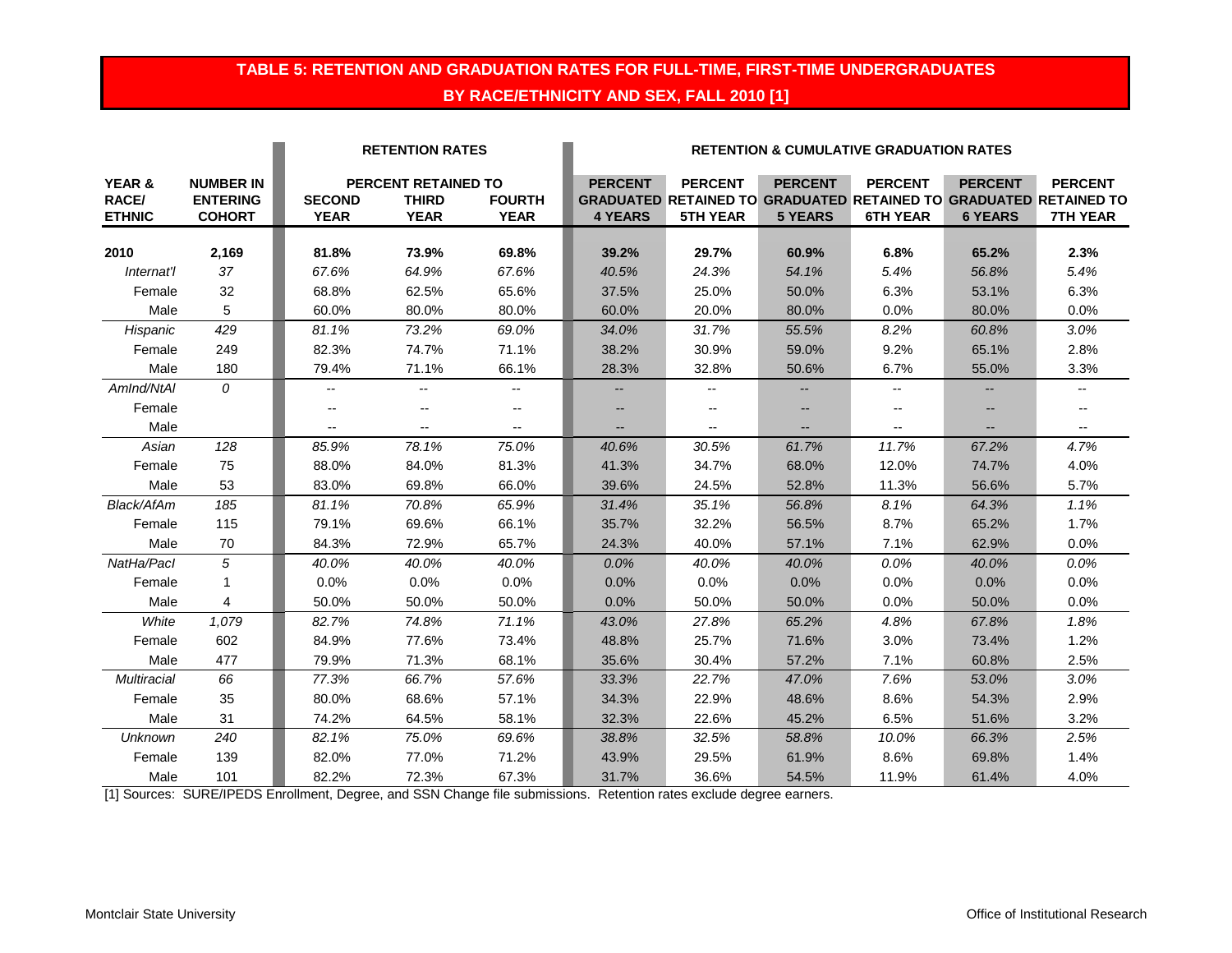## TABLE 5: RETENTION AND GRADUATION RATES FOR FULL-TIME, FIRST-TIME UNDERGRADUATES BY RACE/ETHNICITY AND SEX, FALL 2010 [1]

| | | RETENTION RATES | | | RETENTION & CUMULATIVE GRADUATION RATES | | | | | |
|---|---|---|---|---|---|---|---|---|---|---|
| | | PERCENT RETAINED TO | | | | | | | | |
| YEAR & RACE/ ETHNIC | NUMBER IN ENTERING COHORT | SECOND YEAR | THIRD YEAR | FOURTH YEAR | PERCENT GRADUATED 4 YEARS | PERCENT RETAINED TO 5TH YEAR | PERCENT GRADUATED 5 YEARS | PERCENT RETAINED TO 6TH YEAR | PERCENT GRADUATED 6 YEARS | PERCENT RETAINED TO 7TH YEAR |
| **2010** | **2,169** | **81.8%** | **73.9%** | **69.8%** | **39.2%** | **29.7%** | **60.9%** | **6.8%** | **65.2%** | **2.3%** |
| *Internat'l* | *37* | *67.6%* | *64.9%* | *67.6%* | *40.5%* | *24.3%* | *54.1%* | *5.4%* | *56.8%* | *5.4%* |
| Female | 32 | 68.8% | 62.5% | 65.6% | 37.5% | 25.0% | 50.0% | 6.3% | 53.1% | 6.3% |
| Male | 5 | 60.0% | 80.0% | 80.0% | 60.0% | 20.0% | 80.0% | 0.0% | 80.0% | 0.0% |
| *Hispanic* | *429* | *81.1%* | *73.2%* | *69.0%* | *34.0%* | *31.7%* | *55.5%* | *8.2%* | *60.8%* | *3.0%* |
| Female | 249 | 82.3% | 74.7% | 71.1% | 38.2% | 30.9% | 59.0% | 9.2% | 65.1% | 2.8% |
| Male | 180 | 79.4% | 71.1% | 66.1% | 28.3% | 32.8% | 50.6% | 6.7% | 55.0% | 3.3% |
| *AmInd/NtAl* | *0* | -- | -- | -- | -- | -- | -- | -- | -- | -- |
| Female | | -- | -- | -- | -- | -- | -- | -- | -- | -- |
| Male | | -- | -- | -- | -- | -- | -- | -- | -- | -- |
| *Asian* | *128* | *85.9%* | *78.1%* | *75.0%* | *40.6%* | *30.5%* | *61.7%* | *11.7%* | *67.2%* | *4.7%* |
| Female | 75 | 88.0% | 84.0% | 81.3% | 41.3% | 34.7% | 68.0% | 12.0% | 74.7% | 4.0% |
| Male | 53 | 83.0% | 69.8% | 66.0% | 39.6% | 24.5% | 52.8% | 11.3% | 56.6% | 5.7% |
| *Black/AfAm* | *185* | *81.1%* | *70.8%* | *65.9%* | *31.4%* | *35.1%* | *56.8%* | *8.1%* | *64.3%* | *1.1%* |
| Female | 115 | 79.1% | 69.6% | 66.1% | 35.7% | 32.2% | 56.5% | 8.7% | 65.2% | 1.7% |
| Male | 70 | 84.3% | 72.9% | 65.7% | 24.3% | 40.0% | 57.1% | 7.1% | 62.9% | 0.0% |
| *NatHa/PacI* | *5* | *40.0%* | *40.0%* | *40.0%* | *0.0%* | *40.0%* | *40.0%* | *0.0%* | *40.0%* | *0.0%* |
| Female | 1 | 0.0% | 0.0% | 0.0% | 0.0% | 0.0% | 0.0% | 0.0% | 0.0% | 0.0% |
| Male | 4 | 50.0% | 50.0% | 50.0% | 0.0% | 50.0% | 50.0% | 0.0% | 50.0% | 0.0% |
| *White* | *1,079* | *82.7%* | *74.8%* | *71.1%* | *43.0%* | *27.8%* | *65.2%* | *4.8%* | *67.8%* | *1.8%* |
| Female | 602 | 84.9% | 77.6% | 73.4% | 48.8% | 25.7% | 71.6% | 3.0% | 73.4% | 1.2% |
| Male | 477 | 79.9% | 71.3% | 68.1% | 35.6% | 30.4% | 57.2% | 7.1% | 60.8% | 2.5% |
| *Multiracial* | *66* | *77.3%* | *66.7%* | *57.6%* | *33.3%* | *22.7%* | *47.0%* | *7.6%* | *53.0%* | *3.0%* |
| Female | 35 | 80.0% | 68.6% | 57.1% | 34.3% | 22.9% | 48.6% | 8.6% | 54.3% | 2.9% |
| Male | 31 | 74.2% | 64.5% | 58.1% | 32.3% | 22.6% | 45.2% | 6.5% | 51.6% | 3.2% |
| *Unknown* | *240* | *82.1%* | *75.0%* | *69.6%* | *38.8%* | *32.5%* | *58.8%* | *10.0%* | *66.3%* | *2.5%* |
| Female | 139 | 82.0% | 77.0% | 71.2% | 43.9% | 29.5% | 61.9% | 8.6% | 69.8% | 1.4% |
| Male | 101 | 82.2% | 72.3% | 67.3% | 31.7% | 36.6% | 54.5% | 11.9% | 61.4% | 4.0% |

[1] Sources: SURE/IPEDS Enrollment, Degree, and SSN Change file submissions. Retention rates exclude degree earners.

Montclair State University — Office of Institutional Research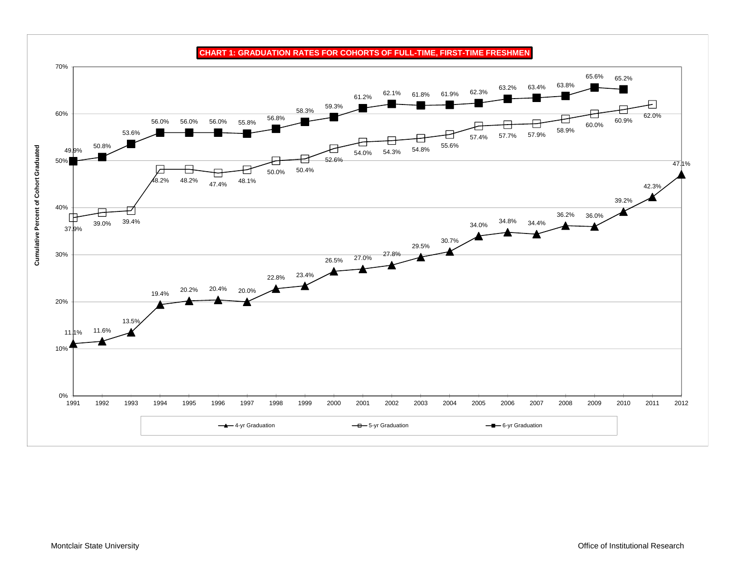## CHART 1: GRADUATION RATES FOR COHORTS OF FULL-TIME, FIRST-TIME FRESHMEN

Cumulative Percent of Cohort Graduated

| Cohort | 4-yr Graduation | 5-yr Graduation | 6-yr Graduation |
|---|---|---|---|
| 1991 | 11.1% | 37.9% | 49.9% |
| 1992 | 11.6% | 39.0% | 50.8% |
| 1993 | 13.5% | 39.4% | 53.6% |
| 1994 | 19.4% | 48.2% | 56.0% |
| 1995 | 20.2% | 48.2% | 56.0% |
| 1996 | 20.4% | 47.4% | 56.0% |
| 1997 | 20.0% | 48.1% | 55.8% |
| 1998 | 22.8% | 50.0% | 56.8% |
| 1999 | 23.4% | 50.4% | 58.3% |
| 2000 | 26.5% | 52.6% | 59.3% |
| 2001 | 27.0% | 54.0% | 61.2% |
| 2002 | 27.8% | 54.3% | 62.1% |
| 2003 | 29.5% | 54.8% | 61.8% |
| 2004 | 30.7% | 55.6% | 61.9% |
| 2005 | 34.0% | 57.4% | 62.3% |
| 2006 | 34.8% | 57.7% | 63.2% |
| 2007 | 34.4% | 57.9% | 63.4% |
| 2008 | 36.2% | 58.9% | 63.8% |
| 2009 | 36.0% | 60.0% | 65.6% |
| 2010 | 39.2% | 60.9% | 65.2% |
| 2011 | 42.3% | 62.0% | |
| 2012 | 47.1% | | |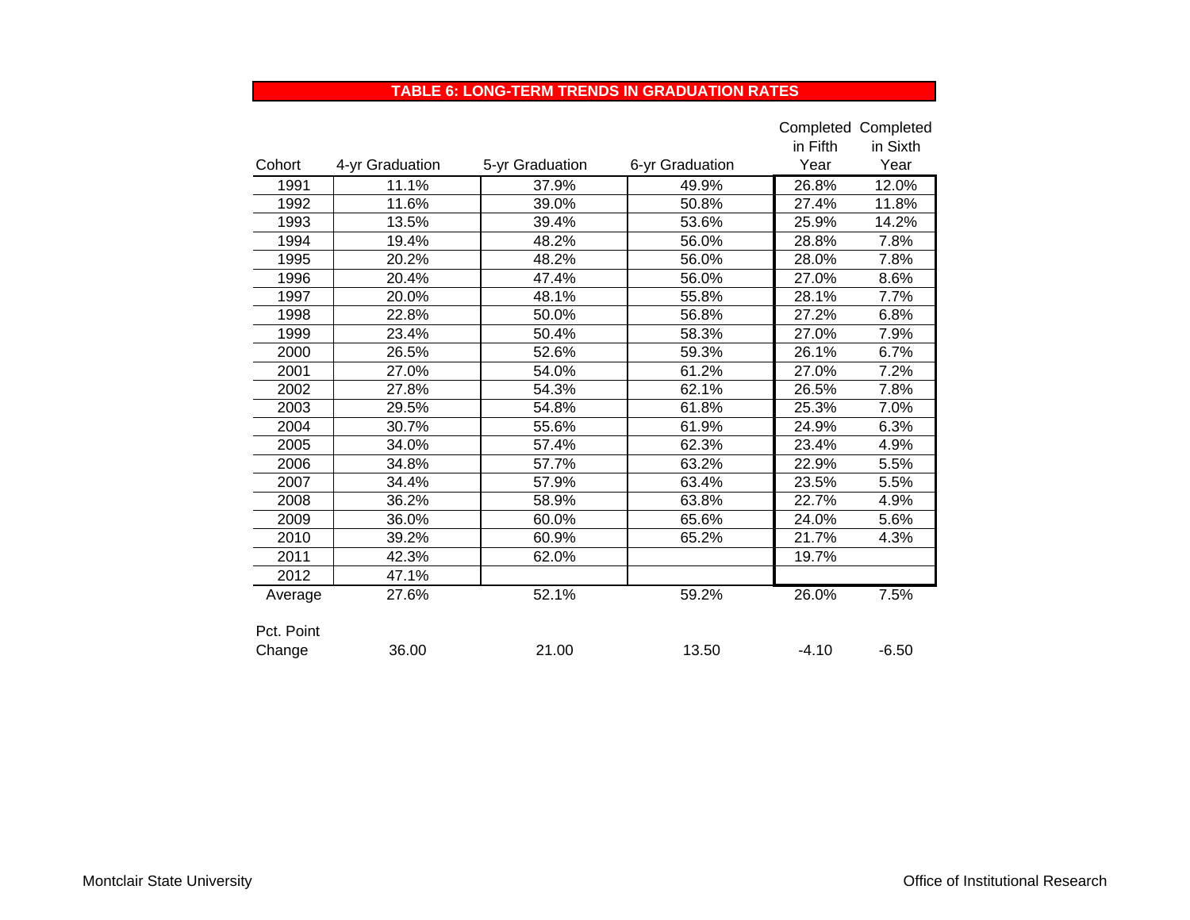## TABLE 6: LONG-TERM TRENDS IN GRADUATION RATES

| Cohort | 4-yr Graduation | 5-yr Graduation | 6-yr Graduation | Completed in Fifth Year | Completed in Sixth Year |
|---|---|---|---|---|---|
| 1991 | 11.1% | 37.9% | 49.9% | 26.8% | 12.0% |
| 1992 | 11.6% | 39.0% | 50.8% | 27.4% | 11.8% |
| 1993 | 13.5% | 39.4% | 53.6% | 25.9% | 14.2% |
| 1994 | 19.4% | 48.2% | 56.0% | 28.8% | 7.8% |
| 1995 | 20.2% | 48.2% | 56.0% | 28.0% | 7.8% |
| 1996 | 20.4% | 47.4% | 56.0% | 27.0% | 8.6% |
| 1997 | 20.0% | 48.1% | 55.8% | 28.1% | 7.7% |
| 1998 | 22.8% | 50.0% | 56.8% | 27.2% | 6.8% |
| 1999 | 23.4% | 50.4% | 58.3% | 27.0% | 7.9% |
| 2000 | 26.5% | 52.6% | 59.3% | 26.1% | 6.7% |
| 2001 | 27.0% | 54.0% | 61.2% | 27.0% | 7.2% |
| 2002 | 27.8% | 54.3% | 62.1% | 26.5% | 7.8% |
| 2003 | 29.5% | 54.8% | 61.8% | 25.3% | 7.0% |
| 2004 | 30.7% | 55.6% | 61.9% | 24.9% | 6.3% |
| 2005 | 34.0% | 57.4% | 62.3% | 23.4% | 4.9% |
| 2006 | 34.8% | 57.7% | 63.2% | 22.9% | 5.5% |
| 2007 | 34.4% | 57.9% | 63.4% | 23.5% | 5.5% |
| 2008 | 36.2% | 58.9% | 63.8% | 22.7% | 4.9% |
| 2009 | 36.0% | 60.0% | 65.6% | 24.0% | 5.6% |
| 2010 | 39.2% | 60.9% | 65.2% | 21.7% | 4.3% |
| 2011 | 42.3% | 62.0% | | 19.7% | |
| 2012 | 47.1% | | | | |
| Average | 27.6% | 52.1% | 59.2% | 26.0% | 7.5% |
| Pct. Point Change | 36.00 | 21.00 | 13.50 | -4.10 | -6.50 |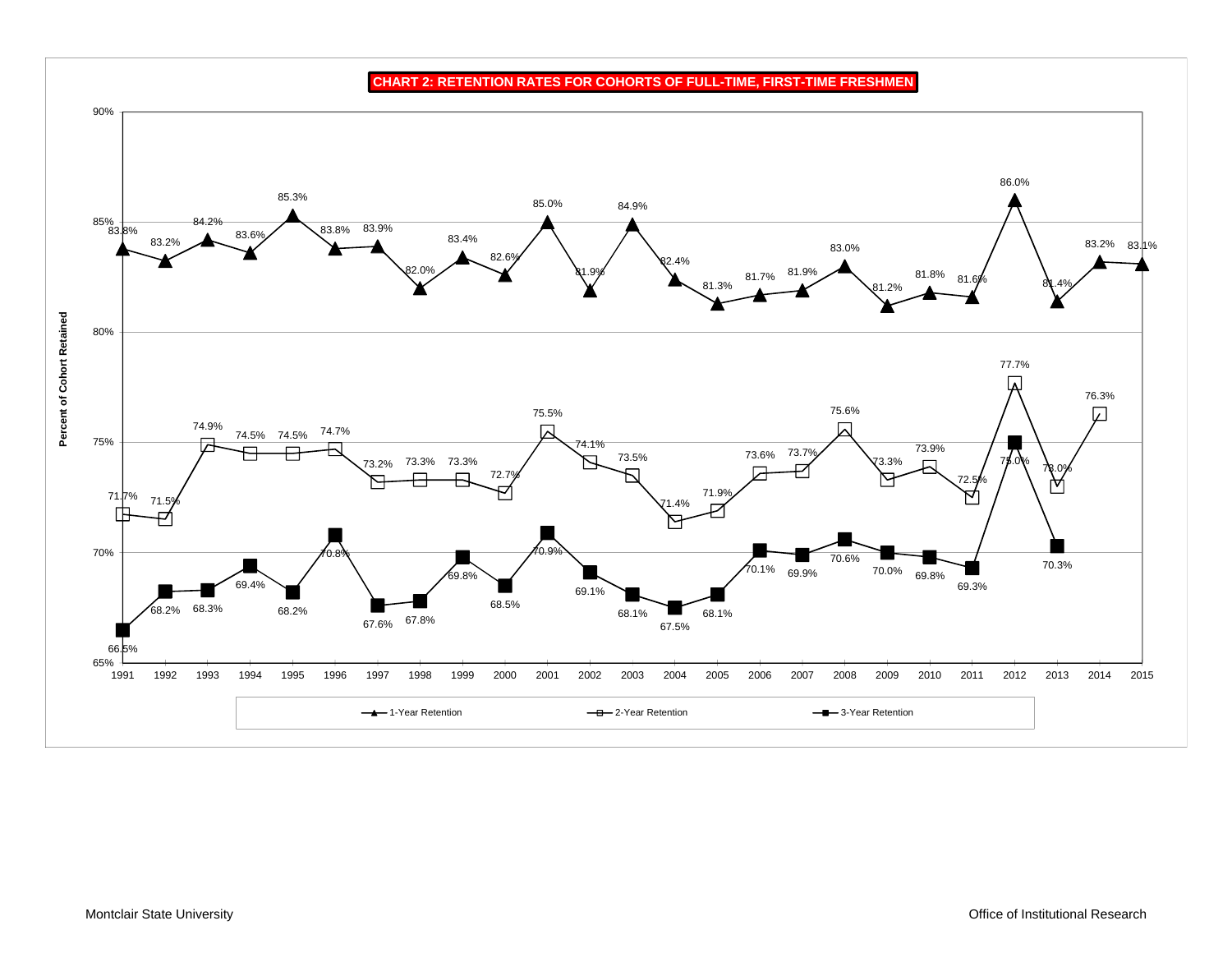# CHART 2: RETENTION RATES FOR COHORTS OF FULL-TIME, FIRST-TIME FRESHMEN

| Cohort | 1-Year Retention | 2-Year Retention | 3-Year Retention |
| --- | --- | --- | --- |
| 1991 | 83.8% | 71.7% | 66.5% |
| 1992 | 83.2% | 71.5% | 68.2% |
| 1993 | 84.2% | 74.9% | 68.3% |
| 1994 | 83.6% | 74.5% | 69.4% |
| 1995 | 85.3% | 74.5% | 68.2% |
| 1996 | 83.8% | 74.7% | 70.8% |
| 1997 | 83.9% | 73.2% | 67.6% |
| 1998 | 82.0% | 73.3% | 67.8% |
| 1999 | 83.4% | 73.3% | 69.8% |
| 2000 | 82.6% | 72.7% | 68.5% |
| 2001 | 85.0% | 75.5% | 70.9% |
| 2002 | 81.9% | 74.1% | 69.1% |
| 2003 | 84.9% | 73.5% | 68.1% |
| 2004 | 82.4% | 71.4% | 67.5% |
| 2005 | 81.3% | 71.9% | 68.1% |
| 2006 | 81.7% | 73.6% | 70.1% |
| 2007 | 81.9% | 73.7% | 69.9% |
| 2008 | 83.0% | 75.6% | 70.6% |
| 2009 | 81.2% | 73.3% | 70.0% |
| 2010 | 81.8% | 73.9% | 69.8% |
| 2011 | 81.6% | 72.5% | 69.3% |
| 2012 | 86.0% | 77.7% | 75.0% |
| 2013 | 81.4% | 73.0% | 70.3% |
| 2014 | 83.2% | 76.3% | |
| 2015 | 83.1% | | |

Percent of Cohort Retained

Montclair State University

Office of Institutional Research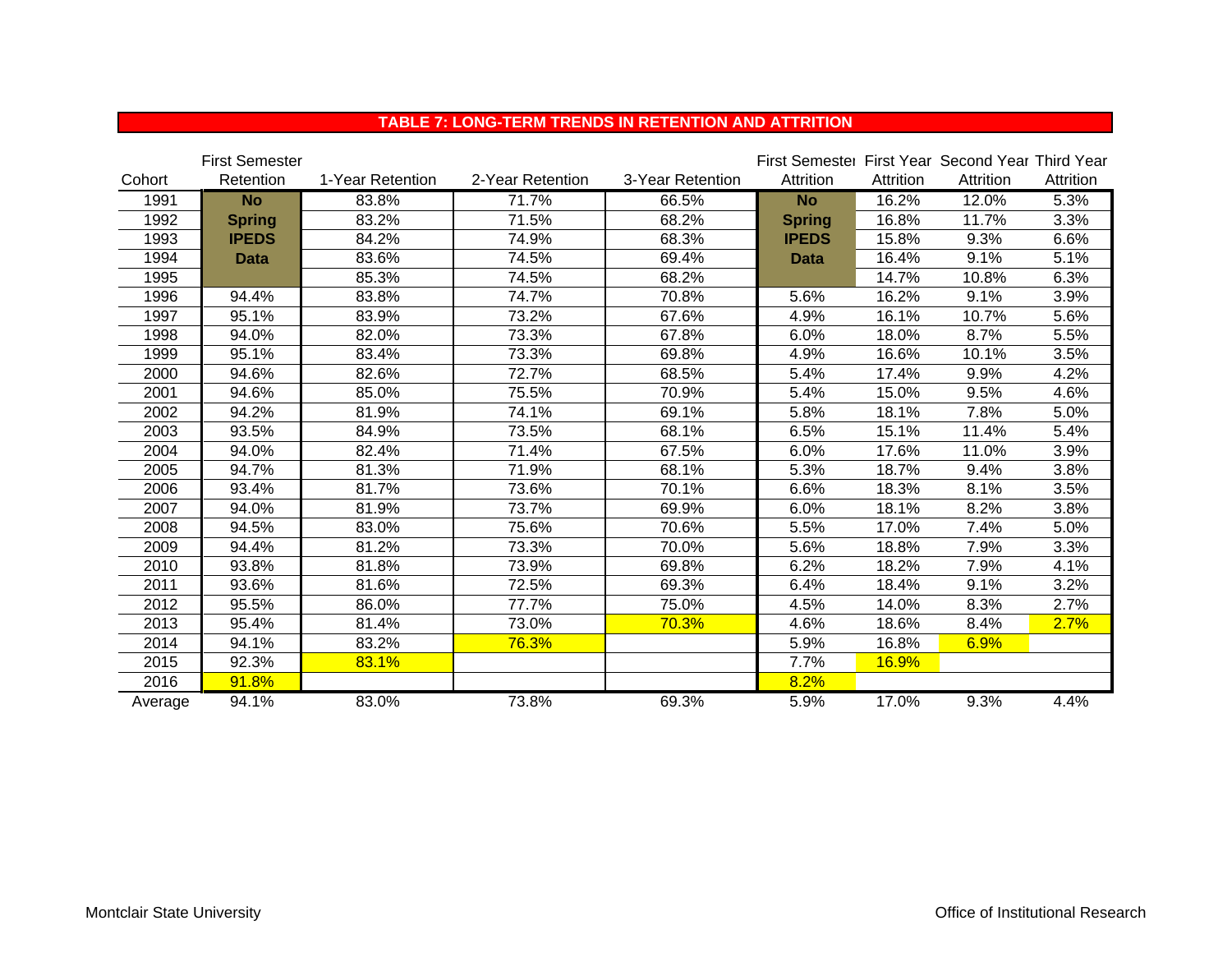## TABLE 7: LONG-TERM TRENDS IN RETENTION AND ATTRITION

| Cohort | First Semester Retention | 1-Year Retention | 2-Year Retention | 3-Year Retention | First Semester Attrition | First Year Attrition | Second Year Attrition | Third Year Attrition |
|---|---|---|---|---|---|---|---|---|
| 1991 | **No Spring IPEDS Data** | 83.8% | 71.7% | 66.5% | **No Spring IPEDS Data** | 16.2% | 12.0% | 5.3% |
| 1992 | | 83.2% | 71.5% | 68.2% | | 16.8% | 11.7% | 3.3% |
| 1993 | | 84.2% | 74.9% | 68.3% | | 15.8% | 9.3% | 6.6% |
| 1994 | | 83.6% | 74.5% | 69.4% | | 16.4% | 9.1% | 5.1% |
| 1995 | | 85.3% | 74.5% | 68.2% | | 14.7% | 10.8% | 6.3% |
| 1996 | 94.4% | 83.8% | 74.7% | 70.8% | 5.6% | 16.2% | 9.1% | 3.9% |
| 1997 | 95.1% | 83.9% | 73.2% | 67.6% | 4.9% | 16.1% | 10.7% | 5.6% |
| 1998 | 94.0% | 82.0% | 73.3% | 67.8% | 6.0% | 18.0% | 8.7% | 5.5% |
| 1999 | 95.1% | 83.4% | 73.3% | 69.8% | 4.9% | 16.6% | 10.1% | 3.5% |
| 2000 | 94.6% | 82.6% | 72.7% | 68.5% | 5.4% | 17.4% | 9.9% | 4.2% |
| 2001 | 94.6% | 85.0% | 75.5% | 70.9% | 5.4% | 15.0% | 9.5% | 4.6% |
| 2002 | 94.2% | 81.9% | 74.1% | 69.1% | 5.8% | 18.1% | 7.8% | 5.0% |
| 2003 | 93.5% | 84.9% | 73.5% | 68.1% | 6.5% | 15.1% | 11.4% | 5.4% |
| 2004 | 94.0% | 82.4% | 71.4% | 67.5% | 6.0% | 17.6% | 11.0% | 3.9% |
| 2005 | 94.7% | 81.3% | 71.9% | 68.1% | 5.3% | 18.7% | 9.4% | 3.8% |
| 2006 | 93.4% | 81.7% | 73.6% | 70.1% | 6.6% | 18.3% | 8.1% | 3.5% |
| 2007 | 94.0% | 81.9% | 73.7% | 69.9% | 6.0% | 18.1% | 8.2% | 3.8% |
| 2008 | 94.5% | 83.0% | 75.6% | 70.6% | 5.5% | 17.0% | 7.4% | 5.0% |
| 2009 | 94.4% | 81.2% | 73.3% | 70.0% | 5.6% | 18.8% | 7.9% | 3.3% |
| 2010 | 93.8% | 81.8% | 73.9% | 69.8% | 6.2% | 18.2% | 7.9% | 4.1% |
| 2011 | 93.6% | 81.6% | 72.5% | 69.3% | 6.4% | 18.4% | 9.1% | 3.2% |
| 2012 | 95.5% | 86.0% | 77.7% | 75.0% | 4.5% | 14.0% | 8.3% | 2.7% |
| 2013 | 95.4% | 81.4% | 73.0% | 70.3% | 4.6% | 18.6% | 8.4% | 2.7% |
| 2014 | 94.1% | 83.2% | 76.3% | | 5.9% | 16.8% | 6.9% | |
| 2015 | 92.3% | 83.1% | | | 7.7% | 16.9% | | |
| 2016 | 91.8% | | | | 8.2% | | | |
| Average | 94.1% | 83.0% | 73.8% | 69.3% | 5.9% | 17.0% | 9.3% | 4.4% |

Montclair State University

Office of Institutional Research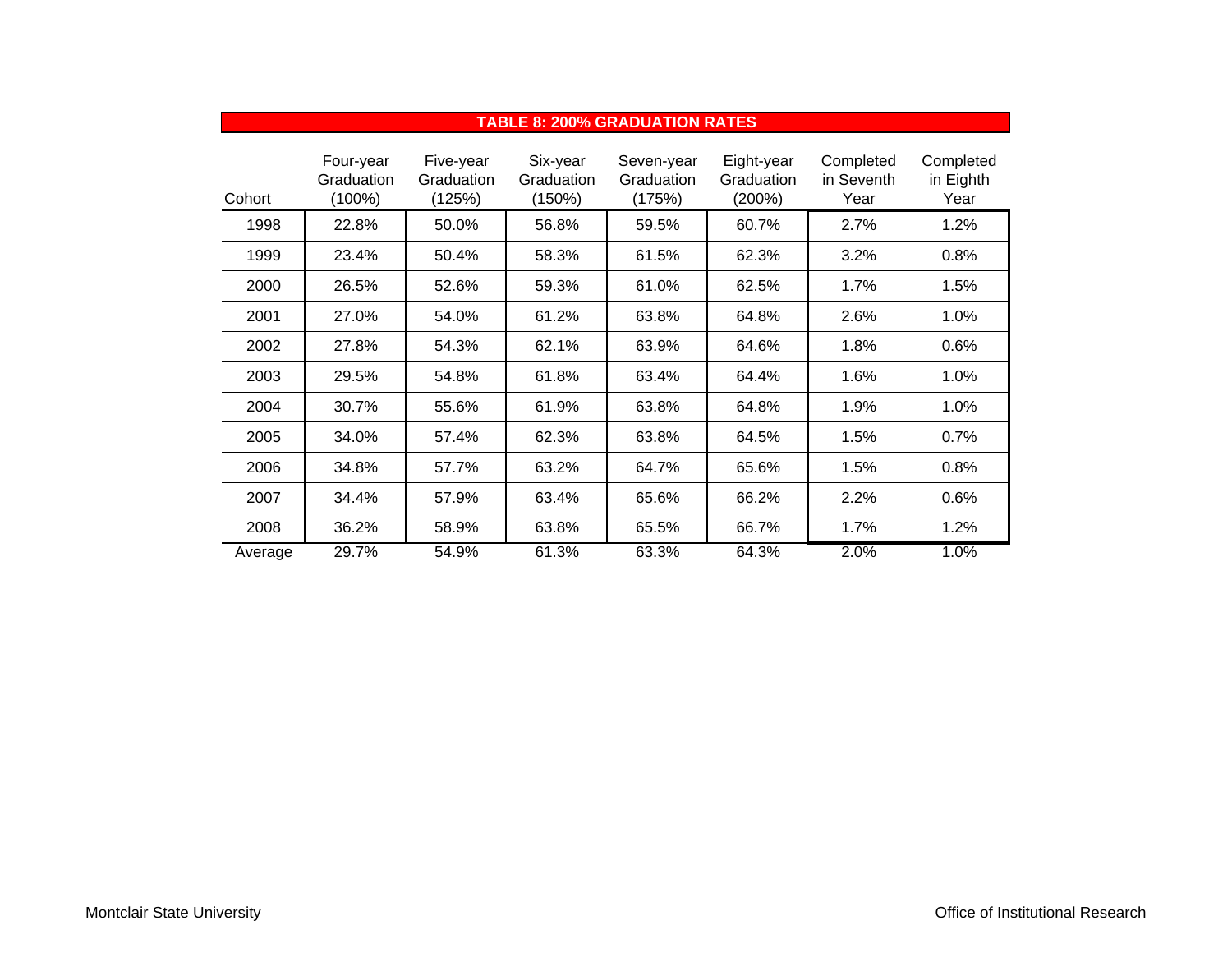## TABLE 8: 200% GRADUATION RATES

| Cohort | Four-year Graduation (100%) | Five-year Graduation (125%) | Six-year Graduation (150%) | Seven-year Graduation (175%) | Eight-year Graduation (200%) | Completed in Seventh Year | Completed in Eighth Year |
|---|---|---|---|---|---|---|---|
| 1998 | 22.8% | 50.0% | 56.8% | 59.5% | 60.7% | 2.7% | 1.2% |
| 1999 | 23.4% | 50.4% | 58.3% | 61.5% | 62.3% | 3.2% | 0.8% |
| 2000 | 26.5% | 52.6% | 59.3% | 61.0% | 62.5% | 1.7% | 1.5% |
| 2001 | 27.0% | 54.0% | 61.2% | 63.8% | 64.8% | 2.6% | 1.0% |
| 2002 | 27.8% | 54.3% | 62.1% | 63.9% | 64.6% | 1.8% | 0.6% |
| 2003 | 29.5% | 54.8% | 61.8% | 63.4% | 64.4% | 1.6% | 1.0% |
| 2004 | 30.7% | 55.6% | 61.9% | 63.8% | 64.8% | 1.9% | 1.0% |
| 2005 | 34.0% | 57.4% | 62.3% | 63.8% | 64.5% | 1.5% | 0.7% |
| 2006 | 34.8% | 57.7% | 63.2% | 64.7% | 65.6% | 1.5% | 0.8% |
| 2007 | 34.4% | 57.9% | 63.4% | 65.6% | 66.2% | 2.2% | 0.6% |
| 2008 | 36.2% | 58.9% | 63.8% | 65.5% | 66.7% | 1.7% | 1.2% |
| Average | 29.7% | 54.9% | 61.3% | 63.3% | 64.3% | 2.0% | 1.0% |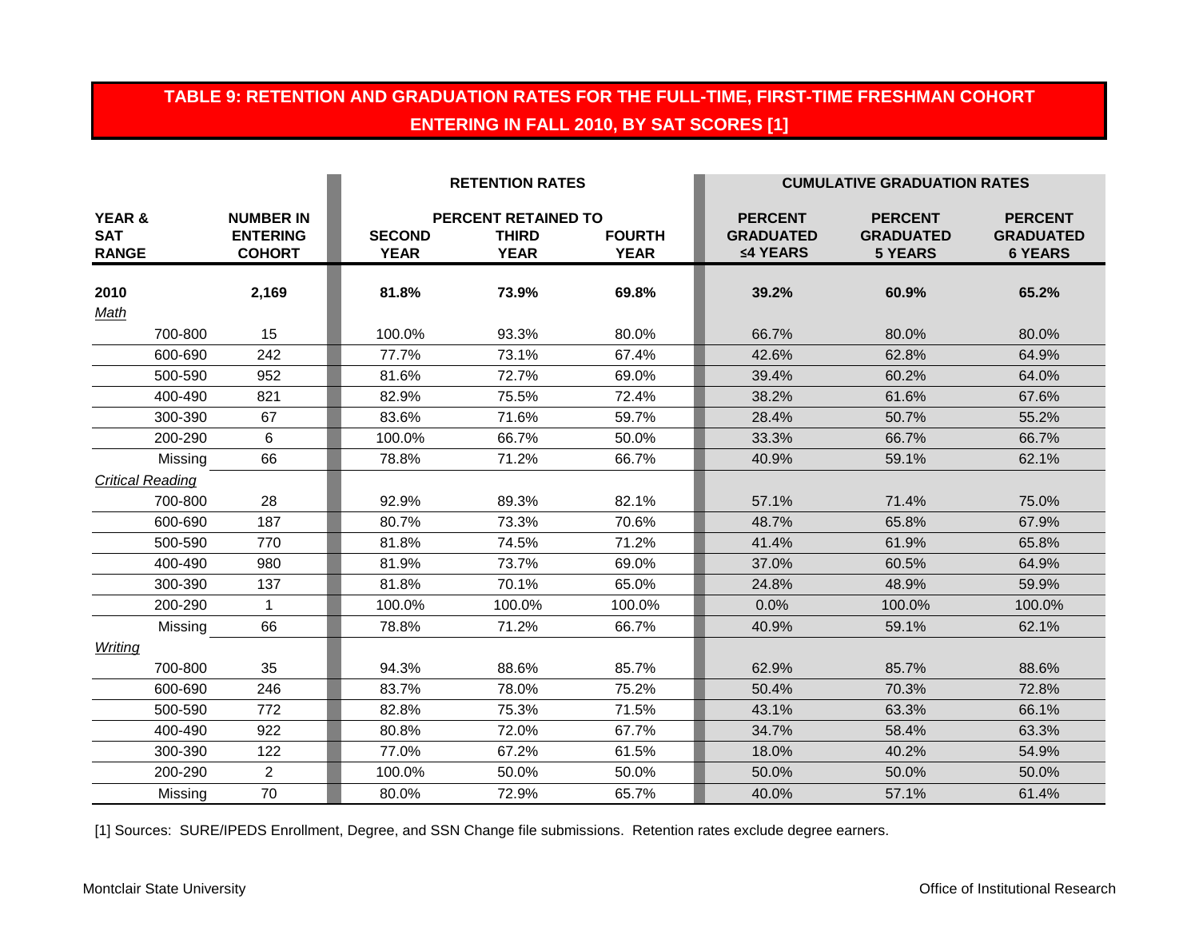## TABLE 9: RETENTION AND GRADUATION RATES FOR THE FULL-TIME, FIRST-TIME FRESHMAN COHORT ENTERING IN FALL 2010, BY SAT SCORES [1]

| YEAR & SAT RANGE | NUMBER IN ENTERING COHORT | RETENTION RATES | | | CUMULATIVE GRADUATION RATES | | |
|---|---|---|---|---|---|---|---|
| | | PERCENT RETAINED TO | | | | | |
| | | SECOND YEAR | THIRD YEAR | FOURTH YEAR | PERCENT GRADUATED ≤4 YEARS | PERCENT GRADUATED 5 YEARS | PERCENT GRADUATED 6 YEARS |
| **2010** | **2,169** | **81.8%** | **73.9%** | **69.8%** | **39.2%** | **60.9%** | **65.2%** |
| *Math* | | | | | | | |
| 700-800 | 15 | 100.0% | 93.3% | 80.0% | 66.7% | 80.0% | 80.0% |
| 600-690 | 242 | 77.7% | 73.1% | 67.4% | 42.6% | 62.8% | 64.9% |
| 500-590 | 952 | 81.6% | 72.7% | 69.0% | 39.4% | 60.2% | 64.0% |
| 400-490 | 821 | 82.9% | 75.5% | 72.4% | 38.2% | 61.6% | 67.6% |
| 300-390 | 67 | 83.6% | 71.6% | 59.7% | 28.4% | 50.7% | 55.2% |
| 200-290 | 6 | 100.0% | 66.7% | 50.0% | 33.3% | 66.7% | 66.7% |
| Missing | 66 | 78.8% | 71.2% | 66.7% | 40.9% | 59.1% | 62.1% |
| *Critical Reading* | | | | | | | |
| 700-800 | 28 | 92.9% | 89.3% | 82.1% | 57.1% | 71.4% | 75.0% |
| 600-690 | 187 | 80.7% | 73.3% | 70.6% | 48.7% | 65.8% | 67.9% |
| 500-590 | 770 | 81.8% | 74.5% | 71.2% | 41.4% | 61.9% | 65.8% |
| 400-490 | 980 | 81.9% | 73.7% | 69.0% | 37.0% | 60.5% | 64.9% |
| 300-390 | 137 | 81.8% | 70.1% | 65.0% | 24.8% | 48.9% | 59.9% |
| 200-290 | 1 | 100.0% | 100.0% | 100.0% | 0.0% | 100.0% | 100.0% |
| Missing | 66 | 78.8% | 71.2% | 66.7% | 40.9% | 59.1% | 62.1% |
| *Writing* | | | | | | | |
| 700-800 | 35 | 94.3% | 88.6% | 85.7% | 62.9% | 85.7% | 88.6% |
| 600-690 | 246 | 83.7% | 78.0% | 75.2% | 50.4% | 70.3% | 72.8% |
| 500-590 | 772 | 82.8% | 75.3% | 71.5% | 43.1% | 63.3% | 66.1% |
| 400-490 | 922 | 80.8% | 72.0% | 67.7% | 34.7% | 58.4% | 63.3% |
| 300-390 | 122 | 77.0% | 67.2% | 61.5% | 18.0% | 40.2% | 54.9% |
| 200-290 | 2 | 100.0% | 50.0% | 50.0% | 50.0% | 50.0% | 50.0% |
| Missing | 70 | 80.0% | 72.9% | 65.7% | 40.0% | 57.1% | 61.4% |

[1] Sources: SURE/IPEDS Enrollment, Degree, and SSN Change file submissions. Retention rates exclude degree earners.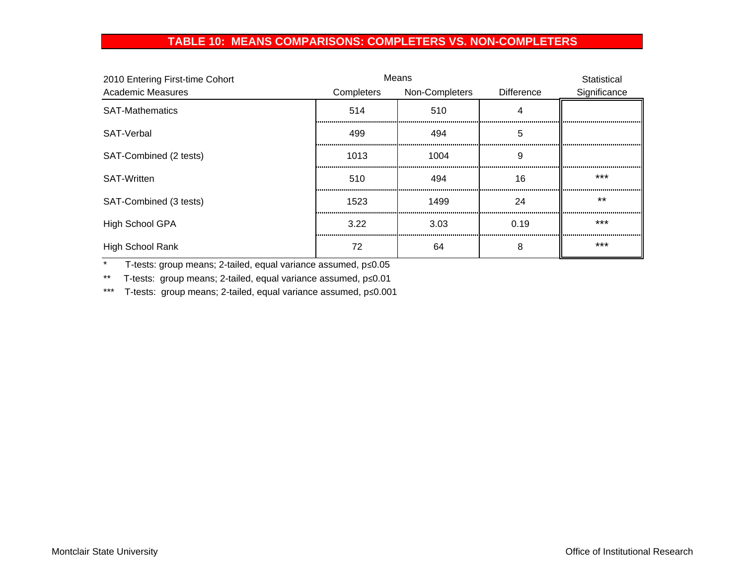## TABLE 10: MEANS COMPARISONS: COMPLETERS VS. NON-COMPLETERS

| 2010 Entering First-time Cohort<br>Academic Measures | Means<br>Completers | <br>Non-Completers | <br>Difference | Statistical<br>Significance |
|---|---|---|---|---|
| SAT-Mathematics | 514 | 510 | 4 | |
| SAT-Verbal | 499 | 494 | 5 | |
| SAT-Combined (2 tests) | 1013 | 1004 | 9 | |
| SAT-Written | 510 | 494 | 16 | *** |
| SAT-Combined (3 tests) | 1523 | 1499 | 24 | ** |
| High School GPA | 3.22 | 3.03 | 0.19 | *** |
| High School Rank | 72 | 64 | 8 | *** |

\* T-tests: group means; 2-tailed, equal variance assumed, $p \leq 0.05$

** T-tests: group means; 2-tailed, equal variance assumed, $p \leq 0.01$

*** T-tests: group means; 2-tailed, equal variance assumed, $p \leq 0.001$

Montclair State University

Office of Institutional Research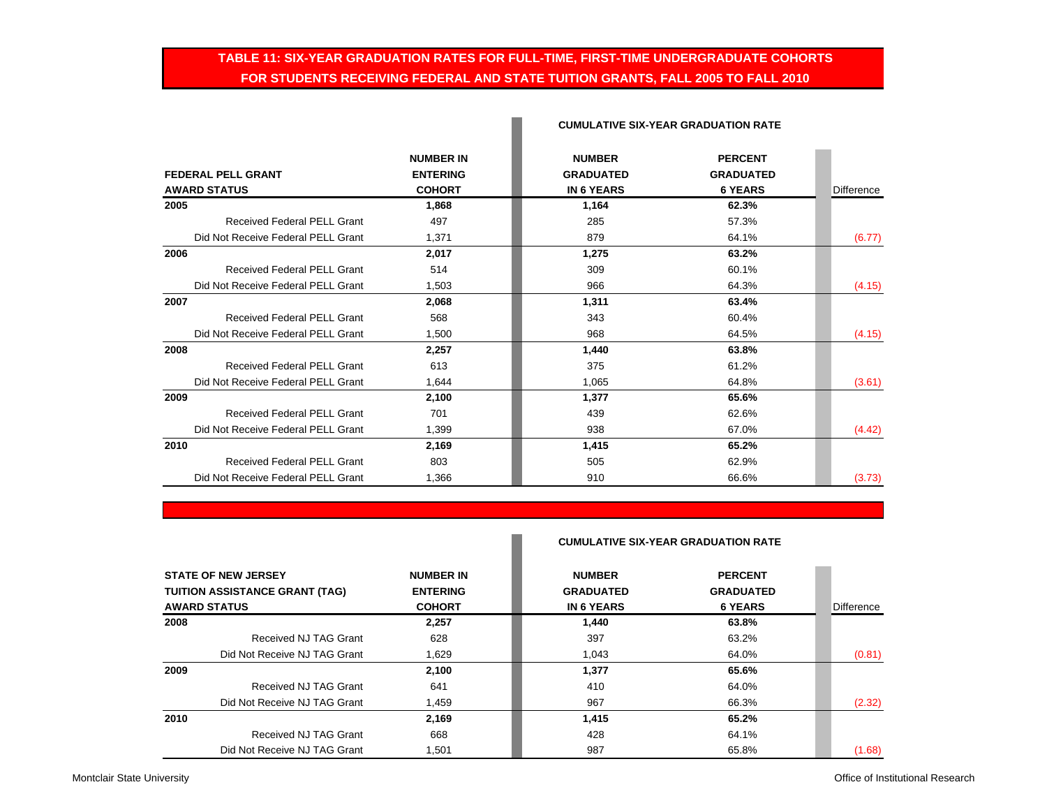## TABLE 11: SIX-YEAR GRADUATION RATES FOR FULL-TIME, FIRST-TIME UNDERGRADUATE COHORTS FOR STUDENTS RECEIVING FEDERAL AND STATE TUITION GRANTS, FALL 2005 TO FALL 2010

| FEDERAL PELL GRANT AWARD STATUS | NUMBER IN ENTERING COHORT | CUMULATIVE SIX-YEAR GRADUATION RATE | | Difference |
|---|---|---|---|---|
| | | NUMBER GRADUATED IN 6 YEARS | PERCENT GRADUATED 6 YEARS | |
| **2005** | **1,868** | **1,164** | **62.3%** | |
| Received Federal PELL Grant | 497 | 285 | 57.3% | |
| Did Not Receive Federal PELL Grant | 1,371 | 879 | 64.1% | (6.77) |
| **2006** | **2,017** | **1,275** | **63.2%** | |
| Received Federal PELL Grant | 514 | 309 | 60.1% | |
| Did Not Receive Federal PELL Grant | 1,503 | 966 | 64.3% | (4.15) |
| **2007** | **2,068** | **1,311** | **63.4%** | |
| Received Federal PELL Grant | 568 | 343 | 60.4% | |
| Did Not Receive Federal PELL Grant | 1,500 | 968 | 64.5% | (4.15) |
| **2008** | **2,257** | **1,440** | **63.8%** | |
| Received Federal PELL Grant | 613 | 375 | 61.2% | |
| Did Not Receive Federal PELL Grant | 1,644 | 1,065 | 64.8% | (3.61) |
| **2009** | **2,100** | **1,377** | **65.6%** | |
| Received Federal PELL Grant | 701 | 439 | 62.6% | |
| Did Not Receive Federal PELL Grant | 1,399 | 938 | 67.0% | (4.42) |
| **2010** | **2,169** | **1,415** | **65.2%** | |
| Received Federal PELL Grant | 803 | 505 | 62.9% | |
| Did Not Receive Federal PELL Grant | 1,366 | 910 | 66.6% | (3.73) |

| STATE OF NEW JERSEY TUITION ASSISTANCE GRANT (TAG) AWARD STATUS | NUMBER IN ENTERING COHORT | CUMULATIVE SIX-YEAR GRADUATION RATE | | Difference |
|---|---|---|---|---|
| | | NUMBER GRADUATED IN 6 YEARS | PERCENT GRADUATED 6 YEARS | |
| **2008** | **2,257** | **1,440** | **63.8%** | |
| Received NJ TAG Grant | 628 | 397 | 63.2% | |
| Did Not Receive NJ TAG Grant | 1,629 | 1,043 | 64.0% | (0.81) |
| **2009** | **2,100** | **1,377** | **65.6%** | |
| Received NJ TAG Grant | 641 | 410 | 64.0% | |
| Did Not Receive NJ TAG Grant | 1,459 | 967 | 66.3% | (2.32) |
| **2010** | **2,169** | **1,415** | **65.2%** | |
| Received NJ TAG Grant | 668 | 428 | 64.1% | |
| Did Not Receive NJ TAG Grant | 1,501 | 987 | 65.8% | (1.68) |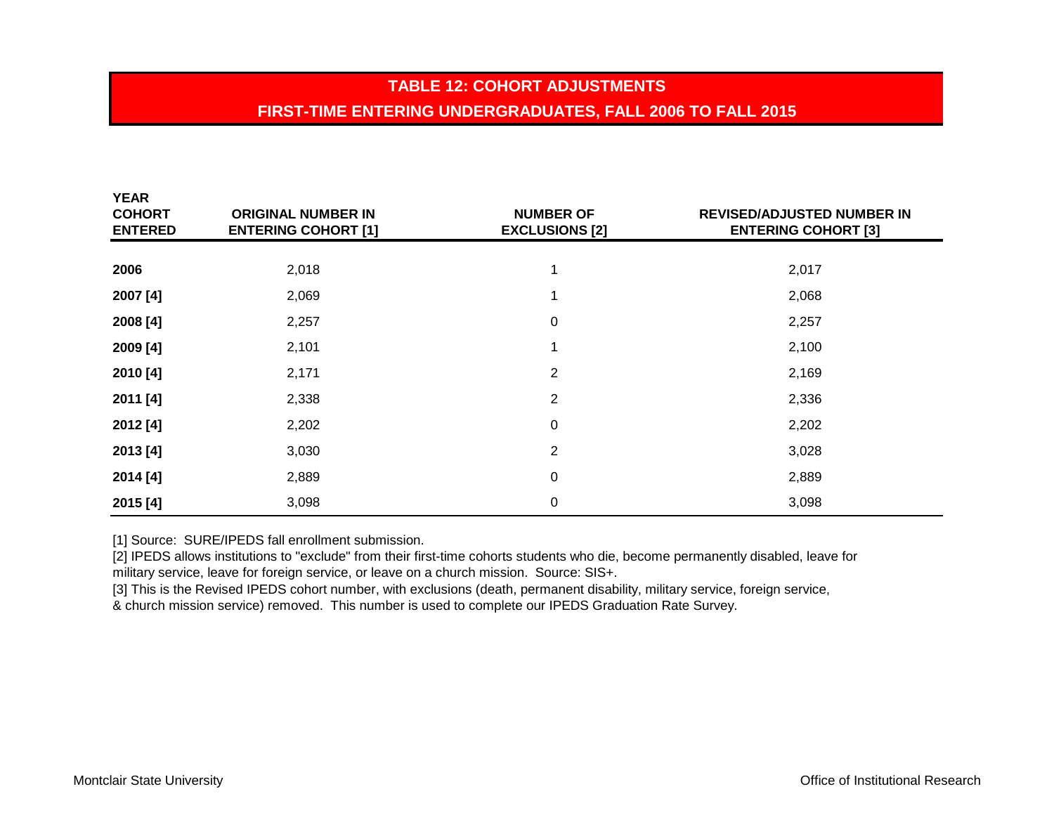## TABLE 12: COHORT ADJUSTMENTS
## FIRST-TIME ENTERING UNDERGRADUATES, FALL 2006 TO FALL 2015

| YEAR COHORT ENTERED | ORIGINAL NUMBER IN ENTERING COHORT [1] | NUMBER OF EXCLUSIONS [2] | REVISED/ADJUSTED NUMBER IN ENTERING COHORT [3] |
|---|---|---|---|
| **2006** | 2,018 | 1 | 2,017 |
| **2007 [4]** | 2,069 | 1 | 2,068 |
| **2008 [4]** | 2,257 | 0 | 2,257 |
| **2009 [4]** | 2,101 | 1 | 2,100 |
| **2010 [4]** | 2,171 | 2 | 2,169 |
| **2011 [4]** | 2,338 | 2 | 2,336 |
| **2012 [4]** | 2,202 | 0 | 2,202 |
| **2013 [4]** | 3,030 | 2 | 3,028 |
| **2014 [4]** | 2,889 | 0 | 2,889 |
| **2015 [4]** | 3,098 | 0 | 3,098 |

[1] Source: SURE/IPEDS fall enrollment submission.
[2] IPEDS allows institutions to "exclude" from their first-time cohorts students who die, become permanently disabled, leave for military service, leave for foreign service, or leave on a church mission. Source: SIS+.
[3] This is the Revised IPEDS cohort number, with exclusions (death, permanent disability, military service, foreign service, & church mission service) removed. This number is used to complete our IPEDS Graduation Rate Survey.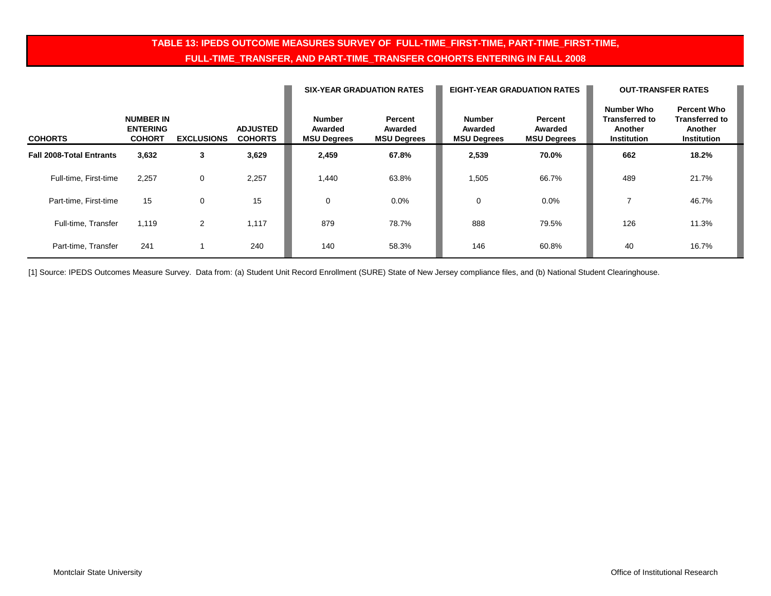## TABLE 13: IPEDS OUTCOME MEASURES SURVEY OF FULL-TIME_FIRST-TIME, PART-TIME_FIRST-TIME, FULL-TIME_TRANSFER, AND PART-TIME_TRANSFER COHORTS ENTERING IN FALL 2008

| | | | | SIX-YEAR GRADUATION RATES | | EIGHT-YEAR GRADUATION RATES | | OUT-TRANSFER RATES | |
|---|---|---|---|---|---|---|---|---|---|
| **COHORTS** | **NUMBER IN ENTERING COHORT** | **EXCLUSIONS** | **ADJUSTED COHORTS** | **Number Awarded MSU Degrees** | **Percent Awarded MSU Degrees** | **Number Awarded MSU Degrees** | **Percent Awarded MSU Degrees** | **Number Who Transferred to Another Institution** | **Percent Who Transferred to Another Institution** |
| **Fall 2008-Total Entrants** | **3,632** | **3** | **3,629** | **2,459** | **67.8%** | **2,539** | **70.0%** | **662** | **18.2%** |
| Full-time, First-time | 2,257 | 0 | 2,257 | 1,440 | 63.8% | 1,505 | 66.7% | 489 | 21.7% |
| Part-time, First-time | 15 | 0 | 15 | 0 | 0.0% | 0 | 0.0% | 7 | 46.7% |
| Full-time, Transfer | 1,119 | 2 | 1,117 | 879 | 78.7% | 888 | 79.5% | 126 | 11.3% |
| Part-time, Transfer | 241 | 1 | 240 | 140 | 58.3% | 146 | 60.8% | 40 | 16.7% |

[1] Source: IPEDS Outcomes Measure Survey. Data from: (a) Student Unit Record Enrollment (SURE) State of New Jersey compliance files, and (b) National Student Clearinghouse.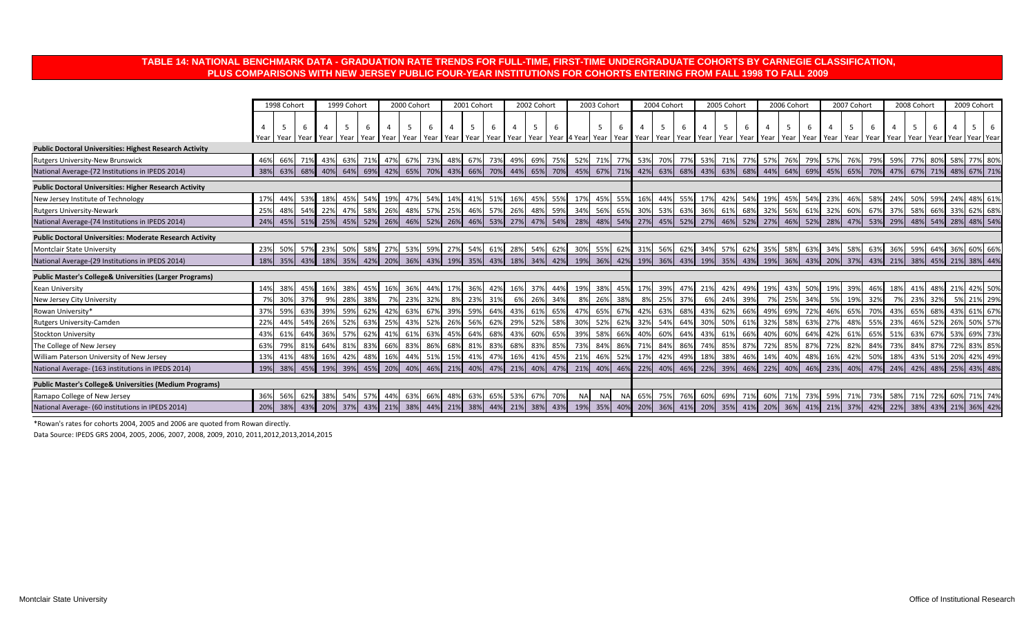# TABLE 14: NATIONAL BENCHMARK DATA - GRADUATION RATE TRENDS FOR FULL-TIME, FIRST-TIME UNDERGRADUATE COHORTS BY CARNEGIE CLASSIFICATION, PLUS COMPARISONS WITH NEW JERSEY PUBLIC FOUR-YEAR INSTITUTIONS FOR COHORTS ENTERING FROM FALL 1998 TO FALL 2009

| | 1998 Cohort | | | 1999 Cohort | | | 2000 Cohort | | | 2001 Cohort | | | 2002 Cohort | | | 2003 Cohort | | | 2004 Cohort | | | 2005 Cohort | | | 2006 Cohort | | | 2007 Cohort | | | 2008 Cohort | | | 2009 Cohort | | |
|---|---|---|---|---|---|---|---|---|---|---|---|---|---|---|---|---|---|---|---|---|---|---|---|---|---|---|---|---|---|---|---|---|---|---|---|---|
| | 4 Year | 5 Year | 6 Year | 4 Year | 5 Year | 6 Year | 4 Year | 5 Year | 6 Year | 4 Year | 5 Year | 6 Year | 4 Year | 5 Year | 6 Year | 4 Year | 5 Year | 6 Year | 4 Year | 5 Year | 6 Year | 4 Year | 5 Year | 6 Year | 4 Year | 5 Year | 6 Year | 4 Year | 5 Year | 6 Year | 4 Year | 5 Year | 6 Year | 4 Year | 5 Year | 6 Year |
| **Public Doctoral Universities: Highest Research Activity** | | | | | | | | | | | | | | | | | | | | | | | | | | | | | | | | | | | | |
| Rutgers University-New Brunswick | 46% | 66% | 71% | 43% | 63% | 71% | 47% | 67% | 73% | 48% | 67% | 73% | 49% | 69% | 75% | 52% | 71% | 77% | 53% | 70% | 77% | 53% | 71% | 77% | 57% | 76% | 79% | 57% | 76% | 79% | 59% | 77% | 80% | 58% | 77% | 80% |
| National Average-(72 Institutions in IPEDS 2014) | 38% | 63% | 68% | 40% | 64% | 69% | 42% | 65% | 70% | 43% | 66% | 70% | 44% | 65% | 70% | 45% | 67% | 71% | 42% | 63% | 68% | 43% | 63% | 68% | 44% | 64% | 69% | 45% | 65% | 70% | 47% | 67% | 71% | 48% | 67% | 71% |
| **Public Doctoral Universities: Higher Research Activity** | | | | | | | | | | | | | | | | | | | | | | | | | | | | | | | | | | | | |
| New Jersey Institute of Technology | 17% | 44% | 53% | 18% | 45% | 54% | 19% | 47% | 54% | 14% | 41% | 51% | 16% | 45% | 55% | 17% | 45% | 55% | 16% | 44% | 55% | 17% | 42% | 54% | 19% | 45% | 54% | 23% | 46% | 58% | 24% | 50% | 59% | 24% | 48% | 61% |
| Rutgers University-Newark | 25% | 48% | 54% | 22% | 47% | 58% | 26% | 48% | 57% | 25% | 46% | 57% | 26% | 48% | 59% | 34% | 56% | 65% | 30% | 53% | 63% | 36% | 61% | 68% | 32% | 56% | 61% | 32% | 60% | 67% | 37% | 58% | 66% | 33% | 62% | 68% |
| National Average-(74 Institutions in IPEDS 2014) | 24% | 45% | 51% | 25% | 45% | 52% | 26% | 46% | 52% | 26% | 46% | 53% | 27% | 47% | 54% | 28% | 48% | 54% | 27% | 45% | 52% | 27% | 46% | 52% | 27% | 46% | 52% | 28% | 47% | 53% | 29% | 48% | 54% | 28% | 48% | 54% |
| **Public Doctoral Universities: Moderate Research Activity** | | | | | | | | | | | | | | | | | | | | | | | | | | | | | | | | | | | | |
| Montclair State University | 23% | 50% | 57% | 23% | 50% | 58% | 27% | 53% | 59% | 27% | 54% | 61% | 28% | 54% | 62% | 30% | 55% | 62% | 31% | 56% | 62% | 34% | 57% | 62% | 35% | 58% | 63% | 34% | 58% | 63% | 36% | 59% | 64% | 36% | 60% | 66% |
| National Average-(29 Institutions in IPEDS 2014) | 18% | 35% | 43% | 18% | 35% | 42% | 20% | 36% | 43% | 19% | 35% | 43% | 18% | 34% | 42% | 19% | 36% | 42% | 19% | 36% | 43% | 19% | 35% | 43% | 19% | 36% | 43% | 20% | 37% | 43% | 21% | 38% | 45% | 21% | 38% | 44% |
| **Public Master's College& Universities (Larger Programs)** | | | | | | | | | | | | | | | | | | | | | | | | | | | | | | | | | | | | |
| Kean University | 14% | 38% | 45% | 16% | 38% | 45% | 16% | 36% | 44% | 17% | 36% | 42% | 16% | 37% | 44% | 19% | 38% | 45% | 17% | 39% | 47% | 21% | 42% | 49% | 19% | 43% | 50% | 19% | 39% | 46% | 18% | 41% | 48% | 21% | 42% | 50% |
| New Jersey City University | 7% | 30% | 37% | 9% | 28% | 38% | 7% | 23% | 32% | 8% | 23% | 31% | 6% | 26% | 34% | 8% | 26% | 38% | 8% | 25% | 37% | 6% | 24% | 39% | 7% | 25% | 34% | 5% | 19% | 32% | 7% | 23% | 32% | 5% | 21% | 29% |
| Rowan University* | 37% | 59% | 63% | 39% | 59% | 62% | 42% | 63% | 67% | 39% | 59% | 64% | 43% | 61% | 65% | 47% | 65% | 67% | 42% | 63% | 68% | 43% | 62% | 66% | 49% | 69% | 72% | 46% | 65% | 70% | 43% | 65% | 68% | 43% | 61% | 67% |
| Rutgers University-Camden | 22% | 44% | 54% | 26% | 52% | 63% | 25% | 43% | 52% | 26% | 56% | 62% | 29% | 52% | 58% | 30% | 52% | 62% | 32% | 54% | 64% | 30% | 50% | 61% | 32% | 58% | 63% | 27% | 48% | 55% | 23% | 46% | 52% | 26% | 50% | 57% |
| Stockton University | 43% | 61% | 64% | 36% | 57% | 62% | 41% | 61% | 63% | 45% | 64% | 68% | 43% | 60% | 65% | 39% | 58% | 66% | 40% | 60% | 64% | 43% | 61% | 66% | 40% | 60% | 64% | 42% | 61% | 65% | 51% | 63% | 67% | 53% | 69% | 73% |
| The College of New Jersey | 63% | 79% | 81% | 64% | 81% | 83% | 66% | 83% | 86% | 68% | 81% | 83% | 68% | 83% | 85% | 73% | 84% | 86% | 71% | 84% | 86% | 74% | 85% | 87% | 72% | 85% | 87% | 72% | 82% | 84% | 73% | 84% | 87% | 72% | 83% | 85% |
| William Paterson University of New Jersey | 13% | 41% | 48% | 16% | 42% | 48% | 16% | 44% | 51% | 15% | 41% | 47% | 16% | 41% | 45% | 21% | 46% | 52% | 17% | 42% | 49% | 18% | 38% | 46% | 14% | 40% | 48% | 16% | 42% | 50% | 18% | 43% | 51% | 20% | 42% | 49% |
| National Average- (163 institutions in IPEDS 2014) | 19% | 38% | 45% | 19% | 39% | 45% | 20% | 40% | 46% | 21% | 40% | 47% | 21% | 40% | 47% | 21% | 40% | 46% | 22% | 40% | 46% | 22% | 39% | 46% | 22% | 40% | 46% | 23% | 40% | 47% | 24% | 42% | 48% | 25% | 43% | 48% |
| **Public Master's College& Universities (Medium Programs)** | | | | | | | | | | | | | | | | | | | | | | | | | | | | | | | | | | | | |
| Ramapo College of New Jersey | 36% | 56% | 62% | 38% | 54% | 57% | 44% | 63% | 66% | 48% | 63% | 65% | 53% | 67% | 70% | NA | NA | NA | 65% | 75% | 76% | 60% | 69% | 71% | 60% | 71% | 73% | 59% | 71% | 73% | 58% | 71% | 72% | 60% | 71% | 74% |
| National Average- (60 institutions in IPEDS 2014) | 20% | 38% | 43% | 20% | 37% | 43% | 21% | 38% | 44% | 21% | 38% | 44% | 21% | 38% | 43% | 19% | 35% | 40% | 20% | 36% | 41% | 20% | 35% | 41% | 20% | 36% | 41% | 21% | 37% | 42% | 22% | 38% | 43% | 21% | 36% | 42% |

*Rowan's rates for cohorts 2004, 2005 and 2006 are quoted from Rowan directly.

Data Source: IPEDS GRS 2004, 2005, 2006, 2007, 2008, 2009, 2010, 2011,2012,2013,2014,2015